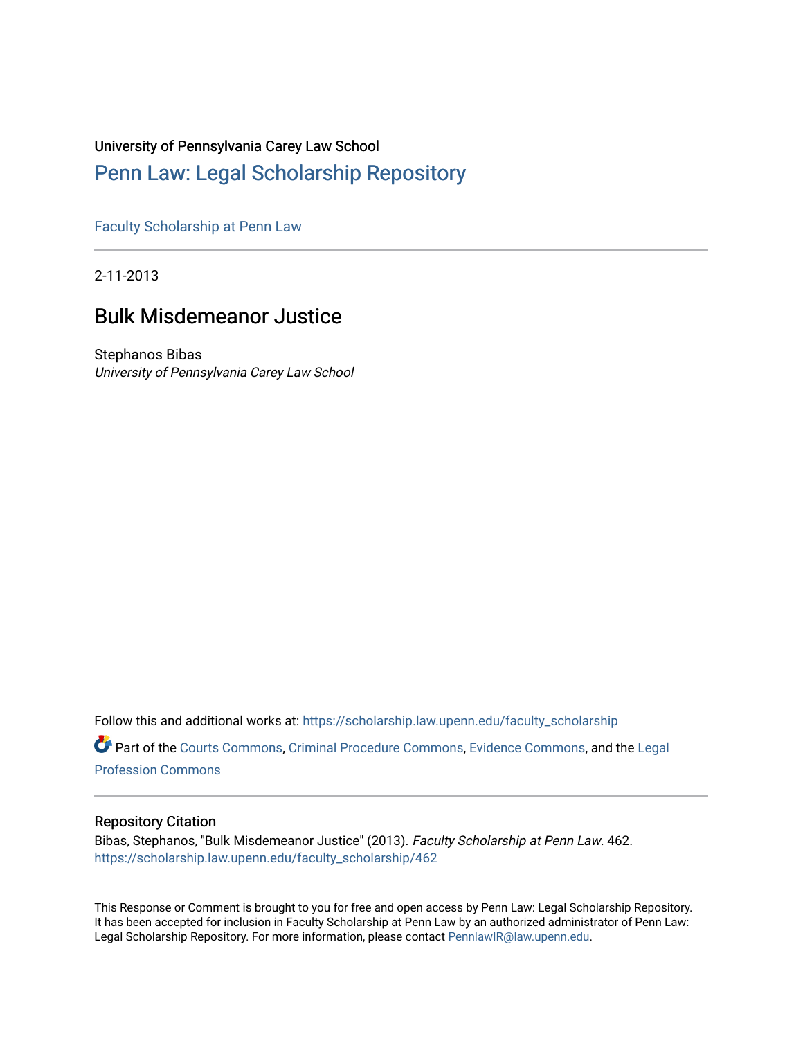University of Pennsylvania Carey Law School

# Penn Law: Legal Scholarship Repository

Faculty Scholarship at Penn Law

2-11-2013

## Bulk Misdemeanor Justice

Stephanos Bibas
*University of Pennsylvania Carey Law School*

Follow this and additional works at: https://scholarship.law.upenn.edu/faculty_scholarship

Part of the Courts Commons, Criminal Procedure Commons, Evidence Commons, and the Legal Profession Commons

### Repository Citation

Bibas, Stephanos, "Bulk Misdemeanor Justice" (2013). *Faculty Scholarship at Penn Law*. 462.
https://scholarship.law.upenn.edu/faculty_scholarship/462

This Response or Comment is brought to you for free and open access by Penn Law: Legal Scholarship Repository. It has been accepted for inclusion in Faculty Scholarship at Penn Law by an authorized administrator of Penn Law: Legal Scholarship Repository. For more information, please contact PennlawIR@law.upenn.edu.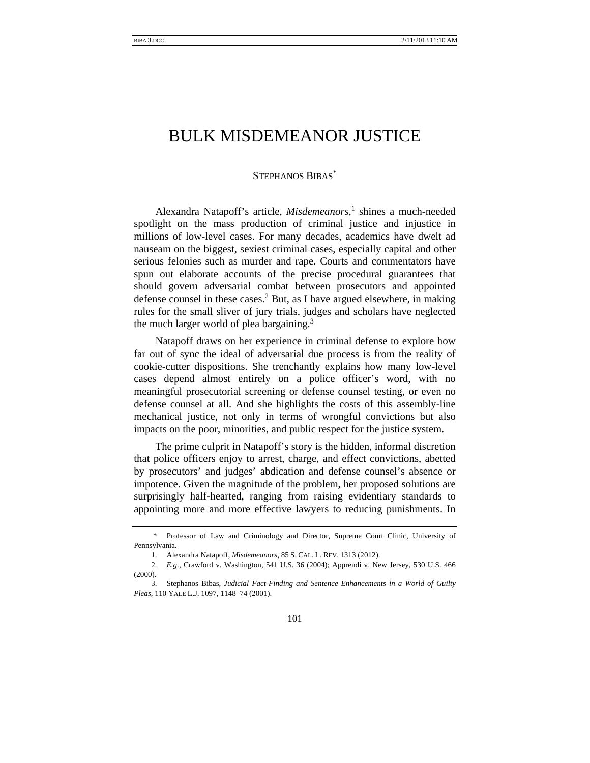# BULK MISDEMEANOR JUSTICE

STEPHANOS BIBAS[*]

Alexandra Natapoff's article, *Misdemeanors*,[1] shines a much-needed spotlight on the mass production of criminal justice and injustice in millions of low-level cases. For many decades, academics have dwelt ad nauseam on the biggest, sexiest criminal cases, especially capital and other serious felonies such as murder and rape. Courts and commentators have spun out elaborate accounts of the precise procedural guarantees that should govern adversarial combat between prosecutors and appointed defense counsel in these cases.[2] But, as I have argued elsewhere, in making rules for the small sliver of jury trials, judges and scholars have neglected the much larger world of plea bargaining.[3]

Natapoff draws on her experience in criminal defense to explore how far out of sync the ideal of adversarial due process is from the reality of cookie-cutter dispositions. She trenchantly explains how many low-level cases depend almost entirely on a police officer's word, with no meaningful prosecutorial screening or defense counsel testing, or even no defense counsel at all. And she highlights the costs of this assembly-line mechanical justice, not only in terms of wrongful convictions but also impacts on the poor, minorities, and public respect for the justice system.

The prime culprit in Natapoff's story is the hidden, informal discretion that police officers enjoy to arrest, charge, and effect convictions, abetted by prosecutors' and judges' abdication and defense counsel's absence or impotence. Given the magnitude of the problem, her proposed solutions are surprisingly half-hearted, ranging from raising evidentiary standards to appointing more and more effective lawyers to reducing punishments. In

---

\* Professor of Law and Criminology and Director, Supreme Court Clinic, University of Pennsylvania.

1. Alexandra Natapoff, *Misdemeanors*, 85 S. CAL. L. REV. 1313 (2012).

2. *E.g.*, Crawford v. Washington, 541 U.S. 36 (2004); Apprendi v. New Jersey, 530 U.S. 466 (2000).

3. Stephanos Bibas, *Judicial Fact-Finding and Sentence Enhancements in a World of Guilty Pleas*, 110 YALE L.J. 1097, 1148–74 (2001).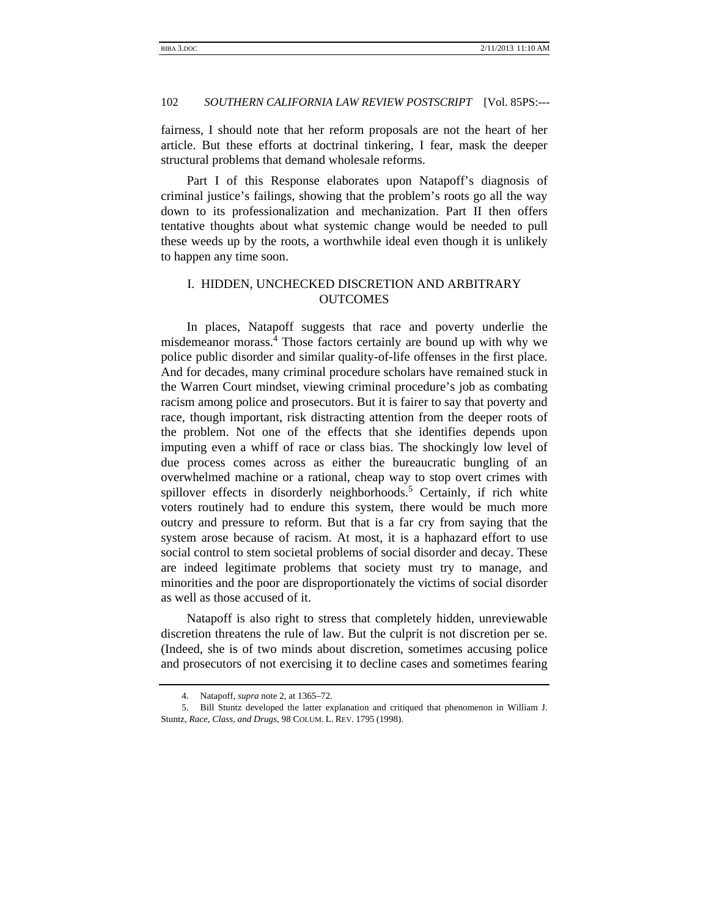fairness, I should note that her reform proposals are not the heart of her article. But these efforts at doctrinal tinkering, I fear, mask the deeper structural problems that demand wholesale reforms.

Part I of this Response elaborates upon Natapoff's diagnosis of criminal justice's failings, showing that the problem's roots go all the way down to its professionalization and mechanization. Part II then offers tentative thoughts about what systemic change would be needed to pull these weeds up by the roots, a worthwhile ideal even though it is unlikely to happen any time soon.

## I. HIDDEN, UNCHECKED DISCRETION AND ARBITRARY OUTCOMES

In places, Natapoff suggests that race and poverty underlie the misdemeanor morass.[4] Those factors certainly are bound up with why we police public disorder and similar quality-of-life offenses in the first place. And for decades, many criminal procedure scholars have remained stuck in the Warren Court mindset, viewing criminal procedure's job as combating racism among police and prosecutors. But it is fairer to say that poverty and race, though important, risk distracting attention from the deeper roots of the problem. Not one of the effects that she identifies depends upon imputing even a whiff of race or class bias. The shockingly low level of due process comes across as either the bureaucratic bungling of an overwhelmed machine or a rational, cheap way to stop overt crimes with spillover effects in disorderly neighborhoods.[5] Certainly, if rich white voters routinely had to endure this system, there would be much more outcry and pressure to reform. But that is a far cry from saying that the system arose because of racism. At most, it is a haphazard effort to use social control to stem societal problems of social disorder and decay. These are indeed legitimate problems that society must try to manage, and minorities and the poor are disproportionately the victims of social disorder as well as those accused of it.

Natapoff is also right to stress that completely hidden, unreviewable discretion threatens the rule of law. But the culprit is not discretion per se. (Indeed, she is of two minds about discretion, sometimes accusing police and prosecutors of not exercising it to decline cases and sometimes fearing

---

4. Natapoff, *supra* note 2, at 1365–72.

5. Bill Stuntz developed the latter explanation and critiqued that phenomenon in William J. Stuntz, *Race, Class, and Drugs*, 98 COLUM. L. REV. 1795 (1998).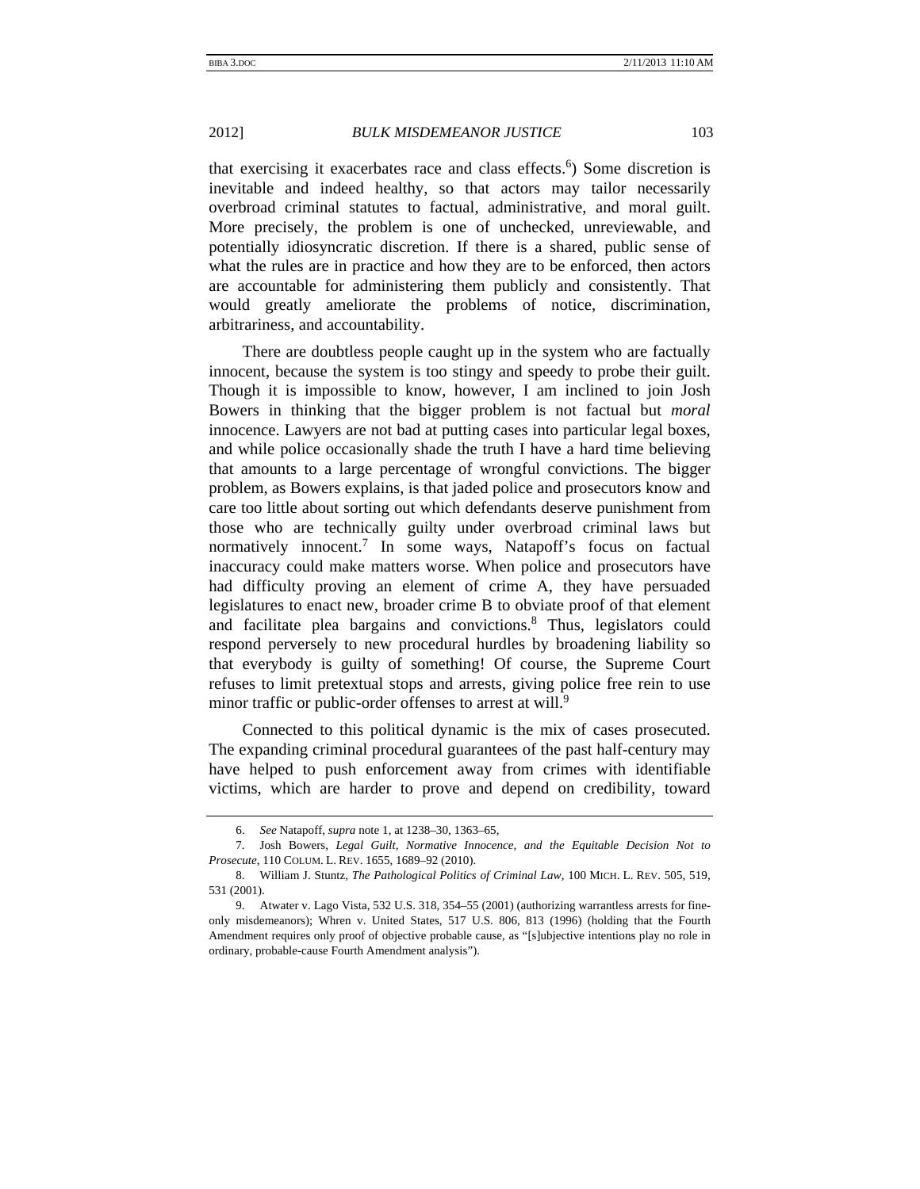that exercising it exacerbates race and class effects.[6]) Some discretion is inevitable and indeed healthy, so that actors may tailor necessarily overbroad criminal statutes to factual, administrative, and moral guilt. More precisely, the problem is one of unchecked, unreviewable, and potentially idiosyncratic discretion. If there is a shared, public sense of what the rules are in practice and how they are to be enforced, then actors are accountable for administering them publicly and consistently. That would greatly ameliorate the problems of notice, discrimination, arbitrariness, and accountability.

There are doubtless people caught up in the system who are factually innocent, because the system is too stingy and speedy to probe their guilt. Though it is impossible to know, however, I am inclined to join Josh Bowers in thinking that the bigger problem is not factual but *moral* innocence. Lawyers are not bad at putting cases into particular legal boxes, and while police occasionally shade the truth I have a hard time believing that amounts to a large percentage of wrongful convictions. The bigger problem, as Bowers explains, is that jaded police and prosecutors know and care too little about sorting out which defendants deserve punishment from those who are technically guilty under overbroad criminal laws but normatively innocent.[7] In some ways, Natapoff's focus on factual inaccuracy could make matters worse. When police and prosecutors have had difficulty proving an element of crime A, they have persuaded legislatures to enact new, broader crime B to obviate proof of that element and facilitate plea bargains and convictions.[8] Thus, legislators could respond perversely to new procedural hurdles by broadening liability so that everybody is guilty of something! Of course, the Supreme Court refuses to limit pretextual stops and arrests, giving police free rein to use minor traffic or public-order offenses to arrest at will.[9]

Connected to this political dynamic is the mix of cases prosecuted. The expanding criminal procedural guarantees of the past half-century may have helped to push enforcement away from crimes with identifiable victims, which are harder to prove and depend on credibility, toward

---

6. *See* Natapoff, *supra* note 1, at 1238–30, 1363–65,

7. Josh Bowers, *Legal Guilt, Normative Innocence, and the Equitable Decision Not to Prosecute*, 110 COLUM. L. REV. 1655, 1689–92 (2010).

8. William J. Stuntz, *The Pathological Politics of Criminal Law*, 100 MICH. L. REV. 505, 519, 531 (2001).

9. Atwater v. Lago Vista, 532 U.S. 318, 354–55 (2001) (authorizing warrantless arrests for fine-only misdemeanors); Whren v. United States, 517 U.S. 806, 813 (1996) (holding that the Fourth Amendment requires only proof of objective probable cause, as "[s]ubjective intentions play no role in ordinary, probable-cause Fourth Amendment analysis").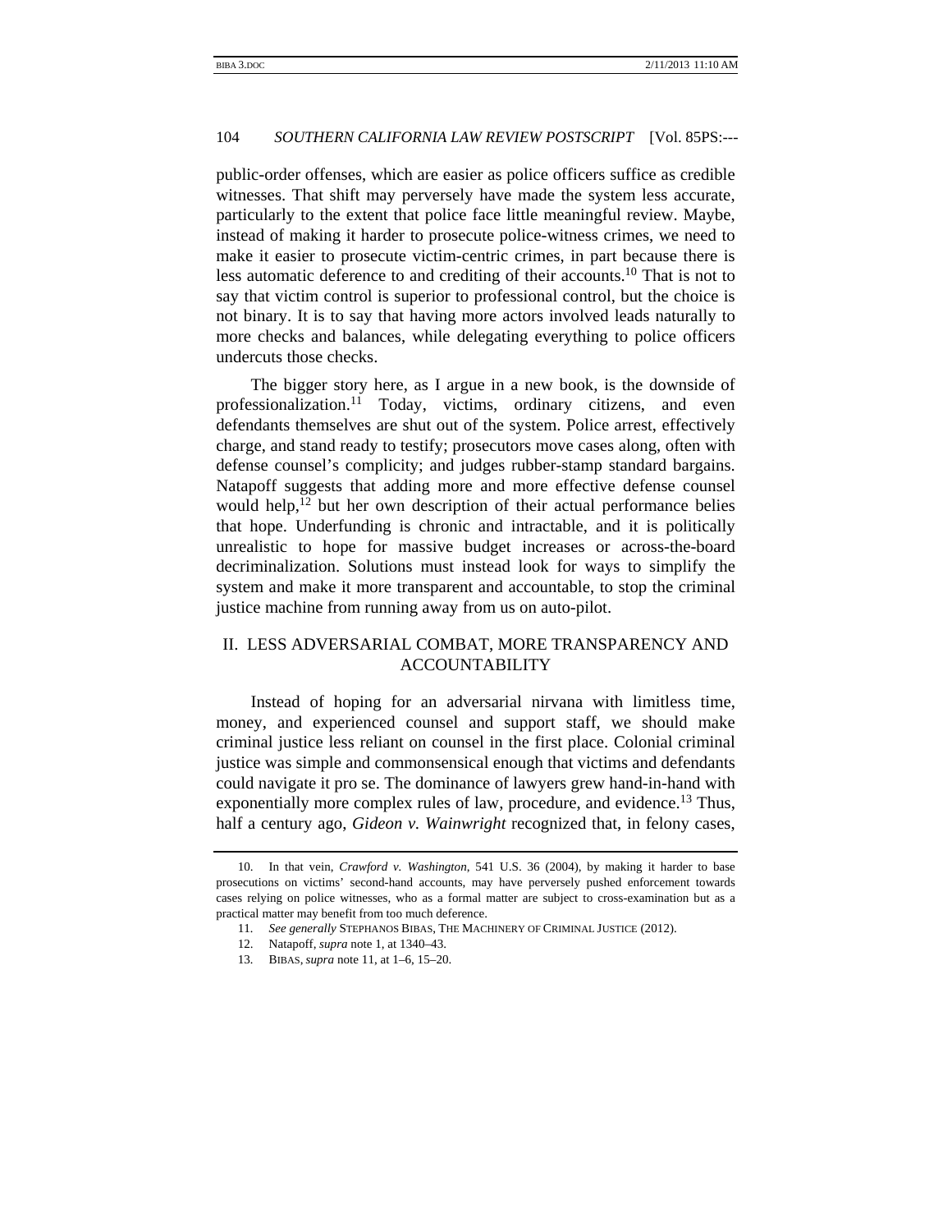public-order offenses, which are easier as police officers suffice as credible witnesses. That shift may perversely have made the system less accurate, particularly to the extent that police face little meaningful review. Maybe, instead of making it harder to prosecute police-witness crimes, we need to make it easier to prosecute victim-centric crimes, in part because there is less automatic deference to and crediting of their accounts.[10] That is not to say that victim control is superior to professional control, but the choice is not binary. It is to say that having more actors involved leads naturally to more checks and balances, while delegating everything to police officers undercuts those checks.

The bigger story here, as I argue in a new book, is the downside of professionalization.[11] Today, victims, ordinary citizens, and even defendants themselves are shut out of the system. Police arrest, effectively charge, and stand ready to testify; prosecutors move cases along, often with defense counsel's complicity; and judges rubber-stamp standard bargains. Natapoff suggests that adding more and more effective defense counsel would help,[12] but her own description of their actual performance belies that hope. Underfunding is chronic and intractable, and it is politically unrealistic to hope for massive budget increases or across-the-board decriminalization. Solutions must instead look for ways to simplify the system and make it more transparent and accountable, to stop the criminal justice machine from running away from us on auto-pilot.

## II. LESS ADVERSARIAL COMBAT, MORE TRANSPARENCY AND ACCOUNTABILITY

Instead of hoping for an adversarial nirvana with limitless time, money, and experienced counsel and support staff, we should make criminal justice less reliant on counsel in the first place. Colonial criminal justice was simple and commonsensical enough that victims and defendants could navigate it pro se. The dominance of lawyers grew hand-in-hand with exponentially more complex rules of law, procedure, and evidence.[13] Thus, half a century ago, *Gideon v. Wainwright* recognized that, in felony cases,

---

10. In that vein, *Crawford v. Washington*, 541 U.S. 36 (2004), by making it harder to base prosecutions on victims' second-hand accounts, may have perversely pushed enforcement towards cases relying on police witnesses, who as a formal matter are subject to cross-examination but as a practical matter may benefit from too much deference.

11. *See generally* STEPHANOS BIBAS, THE MACHINERY OF CRIMINAL JUSTICE (2012).

12. Natapoff, *supra* note 1, at 1340–43.

13. BIBAS, *supra* note 11, at 1–6, 15–20.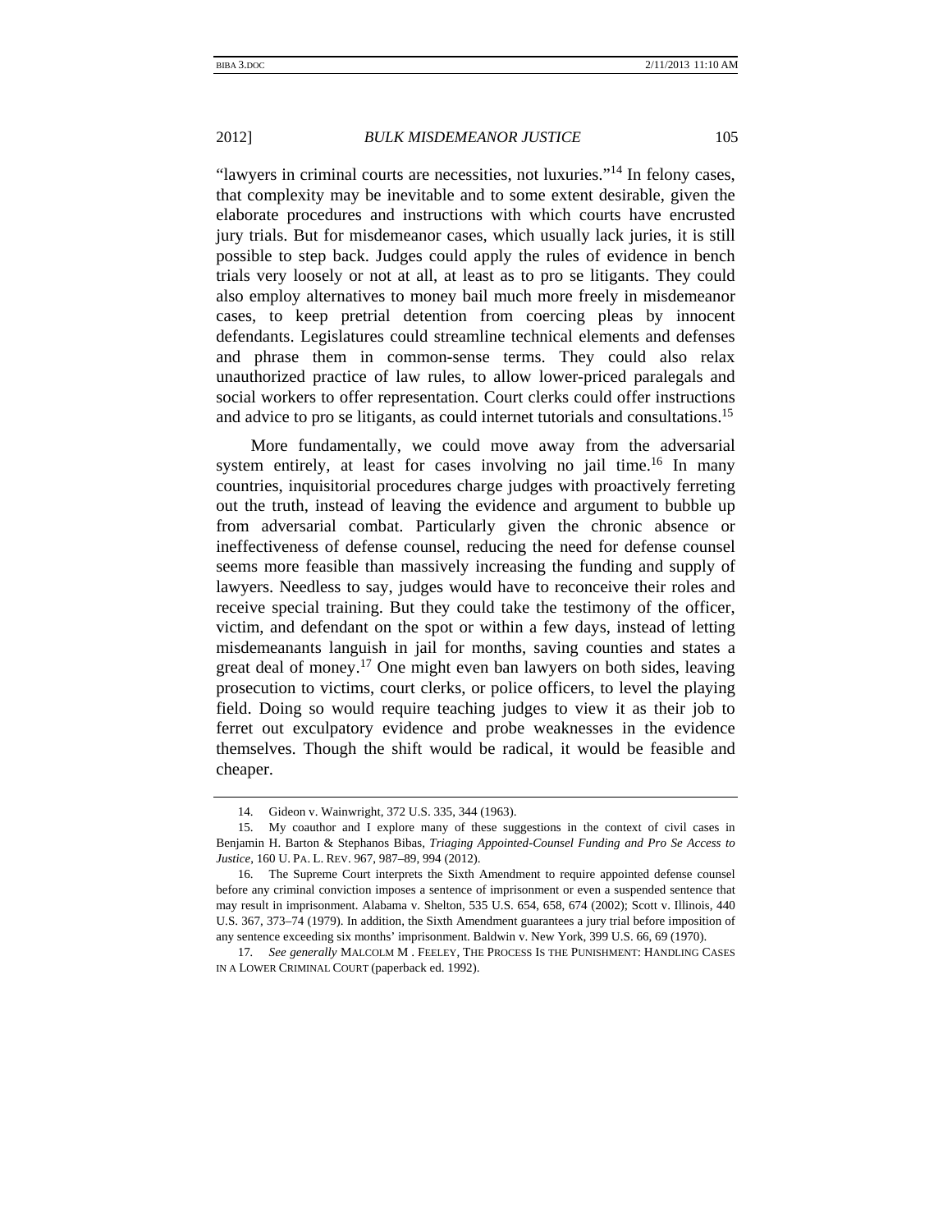"lawyers in criminal courts are necessities, not luxuries."[14] In felony cases, that complexity may be inevitable and to some extent desirable, given the elaborate procedures and instructions with which courts have encrusted jury trials. But for misdemeanor cases, which usually lack juries, it is still possible to step back. Judges could apply the rules of evidence in bench trials very loosely or not at all, at least as to pro se litigants. They could also employ alternatives to money bail much more freely in misdemeanor cases, to keep pretrial detention from coercing pleas by innocent defendants. Legislatures could streamline technical elements and defenses and phrase them in common-sense terms. They could also relax unauthorized practice of law rules, to allow lower-priced paralegals and social workers to offer representation. Court clerks could offer instructions and advice to pro se litigants, as could internet tutorials and consultations.[15]

More fundamentally, we could move away from the adversarial system entirely, at least for cases involving no jail time.[16] In many countries, inquisitorial procedures charge judges with proactively ferreting out the truth, instead of leaving the evidence and argument to bubble up from adversarial combat. Particularly given the chronic absence or ineffectiveness of defense counsel, reducing the need for defense counsel seems more feasible than massively increasing the funding and supply of lawyers. Needless to say, judges would have to reconceive their roles and receive special training. But they could take the testimony of the officer, victim, and defendant on the spot or within a few days, instead of letting misdemeanants languish in jail for months, saving counties and states a great deal of money.[17] One might even ban lawyers on both sides, leaving prosecution to victims, court clerks, or police officers, to level the playing field. Doing so would require teaching judges to view it as their job to ferret out exculpatory evidence and probe weaknesses in the evidence themselves. Though the shift would be radical, it would be feasible and cheaper.

---

14. Gideon v. Wainwright, 372 U.S. 335, 344 (1963).

15. My coauthor and I explore many of these suggestions in the context of civil cases in Benjamin H. Barton & Stephanos Bibas, *Triaging Appointed-Counsel Funding and Pro Se Access to Justice*, 160 U. PA. L. REV. 967, 987–89, 994 (2012).

16. The Supreme Court interprets the Sixth Amendment to require appointed defense counsel before any criminal conviction imposes a sentence of imprisonment or even a suspended sentence that may result in imprisonment. Alabama v. Shelton, 535 U.S. 654, 658, 674 (2002); Scott v. Illinois, 440 U.S. 367, 373–74 (1979). In addition, the Sixth Amendment guarantees a jury trial before imposition of any sentence exceeding six months' imprisonment. Baldwin v. New York, 399 U.S. 66, 69 (1970).

17. *See generally* MALCOLM M. FEELEY, THE PROCESS IS THE PUNISHMENT: HANDLING CASES IN A LOWER CRIMINAL COURT (paperback ed. 1992).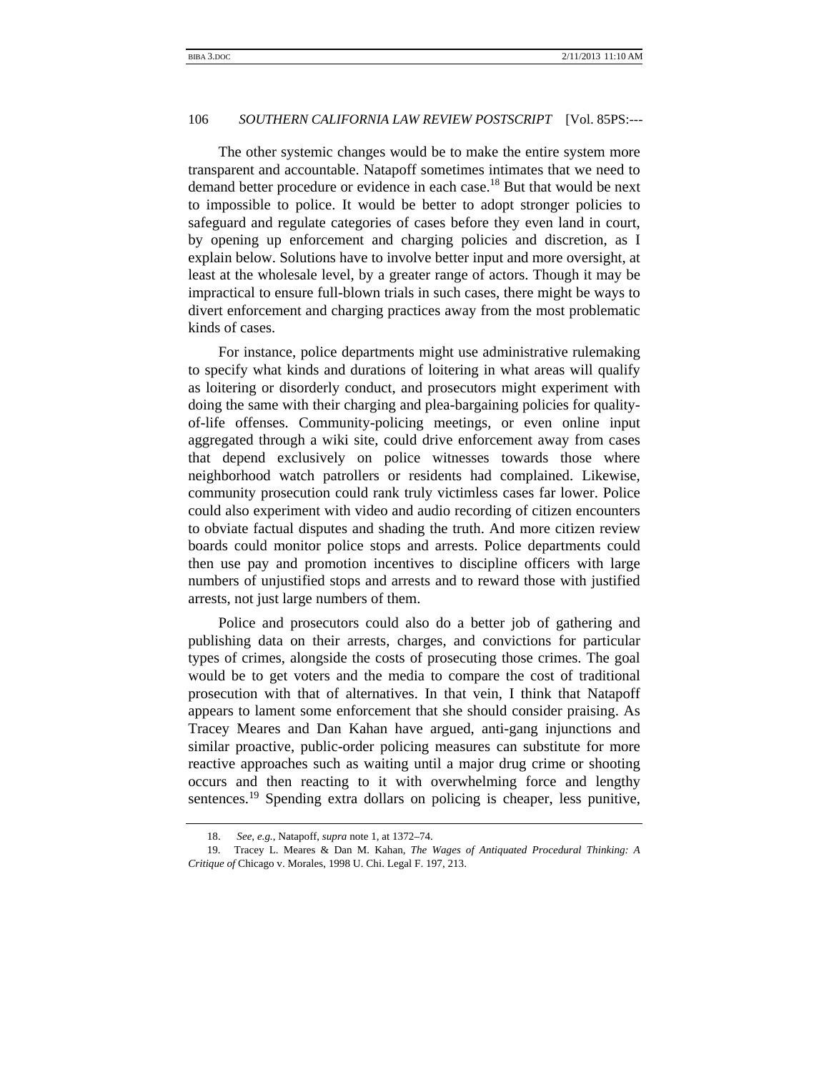The other systemic changes would be to make the entire system more transparent and accountable. Natapoff sometimes intimates that we need to demand better procedure or evidence in each case.[18] But that would be next to impossible to police. It would be better to adopt stronger policies to safeguard and regulate categories of cases before they even land in court, by opening up enforcement and charging policies and discretion, as I explain below. Solutions have to involve better input and more oversight, at least at the wholesale level, by a greater range of actors. Though it may be impractical to ensure full-blown trials in such cases, there might be ways to divert enforcement and charging practices away from the most problematic kinds of cases.

For instance, police departments might use administrative rulemaking to specify what kinds and durations of loitering in what areas will qualify as loitering or disorderly conduct, and prosecutors might experiment with doing the same with their charging and plea-bargaining policies for quality-of-life offenses. Community-policing meetings, or even online input aggregated through a wiki site, could drive enforcement away from cases that depend exclusively on police witnesses towards those where neighborhood watch patrollers or residents had complained. Likewise, community prosecution could rank truly victimless cases far lower. Police could also experiment with video and audio recording of citizen encounters to obviate factual disputes and shading the truth. And more citizen review boards could monitor police stops and arrests. Police departments could then use pay and promotion incentives to discipline officers with large numbers of unjustified stops and arrests and to reward those with justified arrests, not just large numbers of them.

Police and prosecutors could also do a better job of gathering and publishing data on their arrests, charges, and convictions for particular types of crimes, alongside the costs of prosecuting those crimes. The goal would be to get voters and the media to compare the cost of traditional prosecution with that of alternatives. In that vein, I think that Natapoff appears to lament some enforcement that she should consider praising. As Tracey Meares and Dan Kahan have argued, anti-gang injunctions and similar proactive, public-order policing measures can substitute for more reactive approaches such as waiting until a major drug crime or shooting occurs and then reacting to it with overwhelming force and lengthy sentences.[19] Spending extra dollars on policing is cheaper, less punitive,

18. *See, e.g.*, Natapoff, *supra* note 1, at 1372–74.

19. Tracey L. Meares & Dan M. Kahan, *The Wages of Antiquated Procedural Thinking: A Critique of* Chicago v. Morales, 1998 U. Chi. Legal F. 197, 213.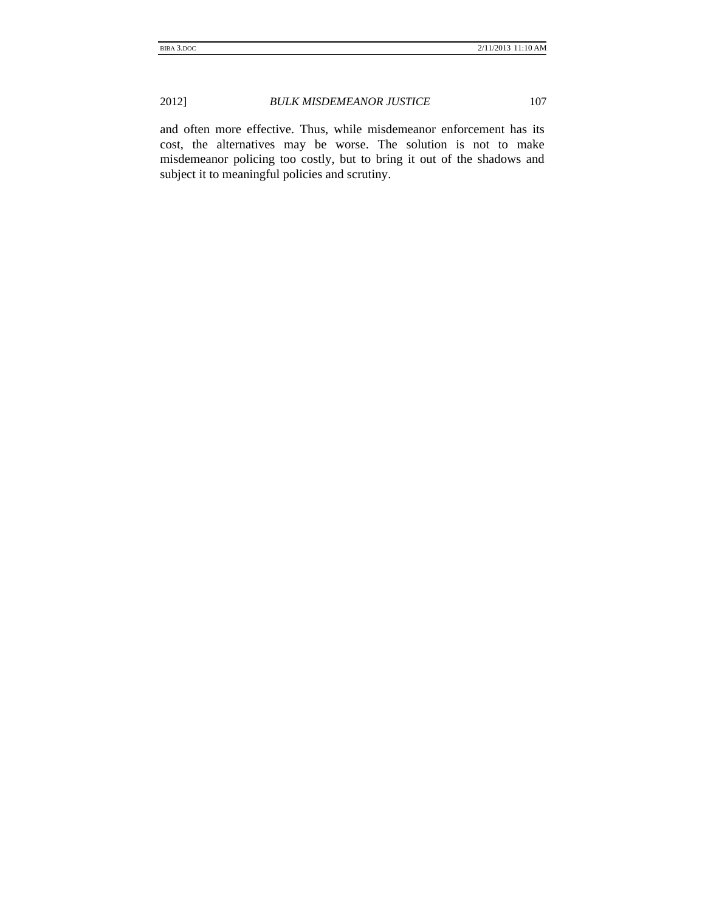and often more effective. Thus, while misdemeanor enforcement has its cost, the alternatives may be worse. The solution is not to make misdemeanor policing too costly, but to bring it out of the shadows and subject it to meaningful policies and scrutiny.